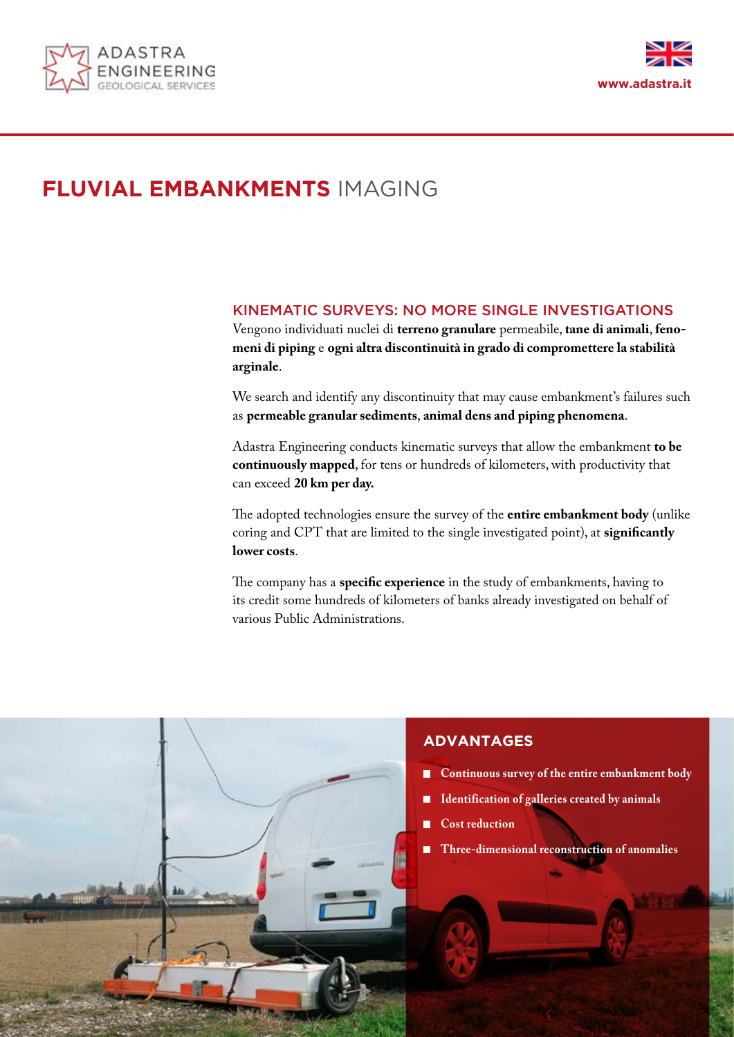ADASTRA ENGINEERING
GEOLOGICAL SERVICES

www.adastra.it

# FLUVIAL EMBANKMENTS IMAGING

## KINEMATIC SURVEYS: NO MORE SINGLE INVESTIGATIONS

Vengono individuati nuclei di **terreno granulare** permeabile, **tane di animali**, **fenomeni di piping** e **ogni altra discontinuità in grado di compromettere la stabilità arginale**.

We search and identify any discontinuity that may cause embankment's failures such as **permeable granular sediments**, **animal dens and piping phenomena**.

Adastra Engineering conducts kinematic surveys that allow the embankment **to be continuously mapped**, for tens or hundreds of kilometers, with productivity that can exceed **20 km per day.**

The adopted technologies ensure the survey of the **entire embankment body** (unlike coring and CPT that are limited to the single investigated point), at **significantly lower costs**.

The company has a **specific experience** in the study of embankments, having to its credit some hundreds of kilometers of banks already investigated on behalf of various Public Administrations.

## ADVANTAGES

- **Continuous survey of the entire embankment body**
- **Identification of galleries created by animals**
- **Cost reduction**
- **Three-dimensional reconstruction of anomalies**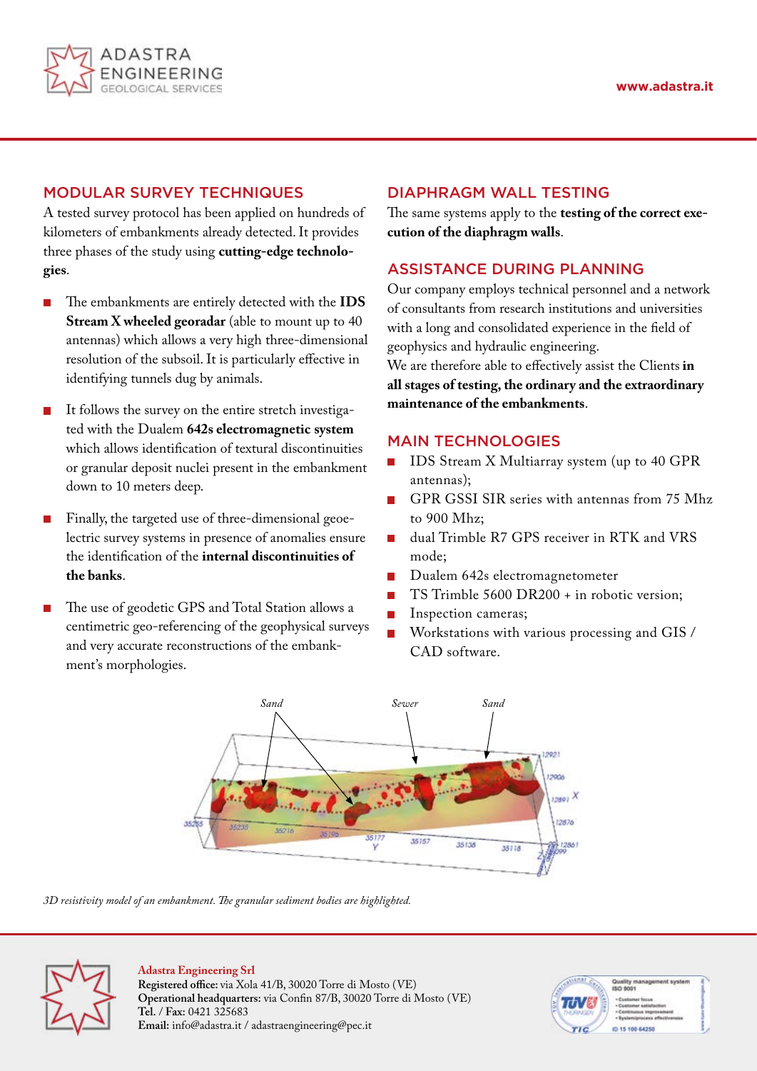## MODULAR SURVEY TECHNIQUES

A tested survey protocol has been applied on hundreds of kilometers of embankments already detected. It provides three phases of the study using **cutting-edge technologies**.

- The embankments are entirely detected with the **IDS Stream X wheeled georadar** (able to mount up to 40 antennas) which allows a very high three-dimensional resolution of the subsoil. It is particularly effective in identifying tunnels dug by animals.
- It follows the survey on the entire stretch investigated with the Dualem **642s electromagnetic system** which allows identification of textural discontinuities or granular deposit nuclei present in the embankment down to 10 meters deep.
- Finally, the targeted use of three-dimensional geoelectric survey systems in presence of anomalies ensure the identification of the **internal discontinuities of the banks**.
- The use of geodetic GPS and Total Station allows a centimetric geo-referencing of the geophysical surveys and very accurate reconstructions of the embankment's morphologies.

## DIAPHRAGM WALL TESTING

The same systems apply to the **testing of the correct execution of the diaphragm walls**.

## ASSISTANCE DURING PLANNING

Our company employs technical personnel and a network of consultants from research institutions and universities with a long and consolidated experience in the field of geophysics and hydraulic engineering.
We are therefore able to effectively assist the Clients **in all stages of testing, the ordinary and the extraordinary maintenance of the embankments**.

## MAIN TECHNOLOGIES

- IDS Stream X Multiarray system (up to 40 GPR antennas);
- GPR GSSI SIR series with antennas from 75 Mhz to 900 Mhz;
- dual Trimble R7 GPS receiver in RTK and VRS mode;
- Dualem 642s electromagnetometer
- TS Trimble 5600 DR200 + in robotic version;
- Inspection cameras;
- Workstations with various processing and GIS / CAD software.

Sand
Sewer
Sand
12921
12906
12891 X
12876
12861
35255
35235
35216
35196
35177
Y
35157
35138
35118
5099
Z

*3D resistivity model of an embankment. The granular sediment bodies are highlighted.*

**Adastra Engineering Srl**
**Registered office:** via Xola 41/B, 30020 Torre di Mosto (VE)
**Operational headquarters:** via Confin 87/B, 30020 Torre di Mosto (VE)
**Tel. / Fax:** 0421 325683
**Email:** info@adastra.it / adastraengineering@pec.it